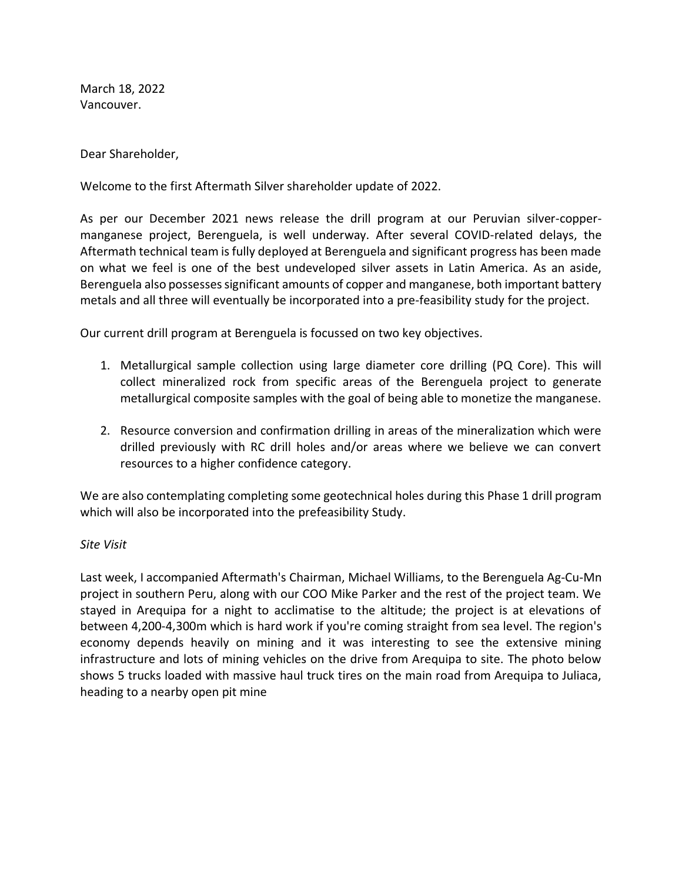March 18, 2022
Vancouver.

Dear Shareholder,

Welcome to the first Aftermath Silver shareholder update of 2022.

As per our December 2021 news release the drill program at our Peruvian silver-copper-manganese project, Berenguela, is well underway. After several COVID-related delays, the Aftermath technical team is fully deployed at Berenguela and significant progress has been made on what we feel is one of the best undeveloped silver assets in Latin America. As an aside, Berenguela also possesses significant amounts of copper and manganese, both important battery metals and all three will eventually be incorporated into a pre-feasibility study for the project.

Our current drill program at Berenguela is focussed on two key objectives.

1. Metallurgical sample collection using large diameter core drilling (PQ Core). This will collect mineralized rock from specific areas of the Berenguela project to generate metallurgical composite samples with the goal of being able to monetize the manganese.
2. Resource conversion and confirmation drilling in areas of the mineralization which were drilled previously with RC drill holes and/or areas where we believe we can convert resources to a higher confidence category.

We are also contemplating completing some geotechnical holes during this Phase 1 drill program which will also be incorporated into the prefeasibility Study.

*Site Visit*

Last week, I accompanied Aftermath's Chairman, Michael Williams, to the Berenguela Ag-Cu-Mn project in southern Peru, along with our COO Mike Parker and the rest of the project team. We stayed in Arequipa for a night to acclimatise to the altitude; the project is at elevations of between 4,200-4,300m which is hard work if you're coming straight from sea level. The region's economy depends heavily on mining and it was interesting to see the extensive mining infrastructure and lots of mining vehicles on the drive from Arequipa to site. The photo below shows 5 trucks loaded with massive haul truck tires on the main road from Arequipa to Juliaca, heading to a nearby open pit mine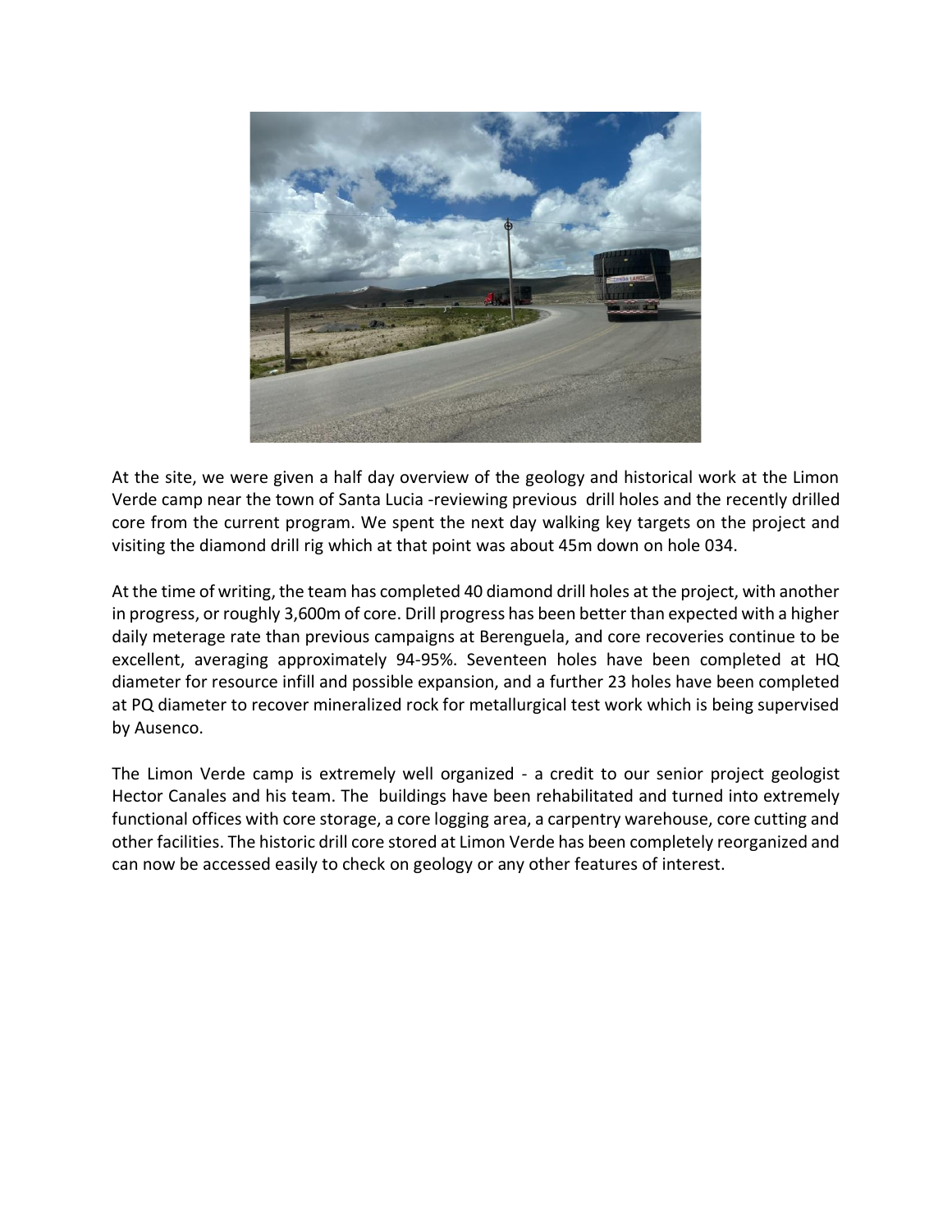At the site, we were given a half day overview of the geology and historical work at the Limon Verde camp near the town of Santa Lucia -reviewing previous drill holes and the recently drilled core from the current program. We spent the next day walking key targets on the project and visiting the diamond drill rig which at that point was about 45m down on hole 034.

At the time of writing, the team has completed 40 diamond drill holes at the project, with another in progress, or roughly 3,600m of core. Drill progress has been better than expected with a higher daily meterage rate than previous campaigns at Berenguela, and core recoveries continue to be excellent, averaging approximately 94-95%. Seventeen holes have been completed at HQ diameter for resource infill and possible expansion, and a further 23 holes have been completed at PQ diameter to recover mineralized rock for metallurgical test work which is being supervised by Ausenco.

The Limon Verde camp is extremely well organized - a credit to our senior project geologist Hector Canales and his team. The buildings have been rehabilitated and turned into extremely functional offices with core storage, a core logging area, a carpentry warehouse, core cutting and other facilities. The historic drill core stored at Limon Verde has been completely reorganized and can now be accessed easily to check on geology or any other features of interest.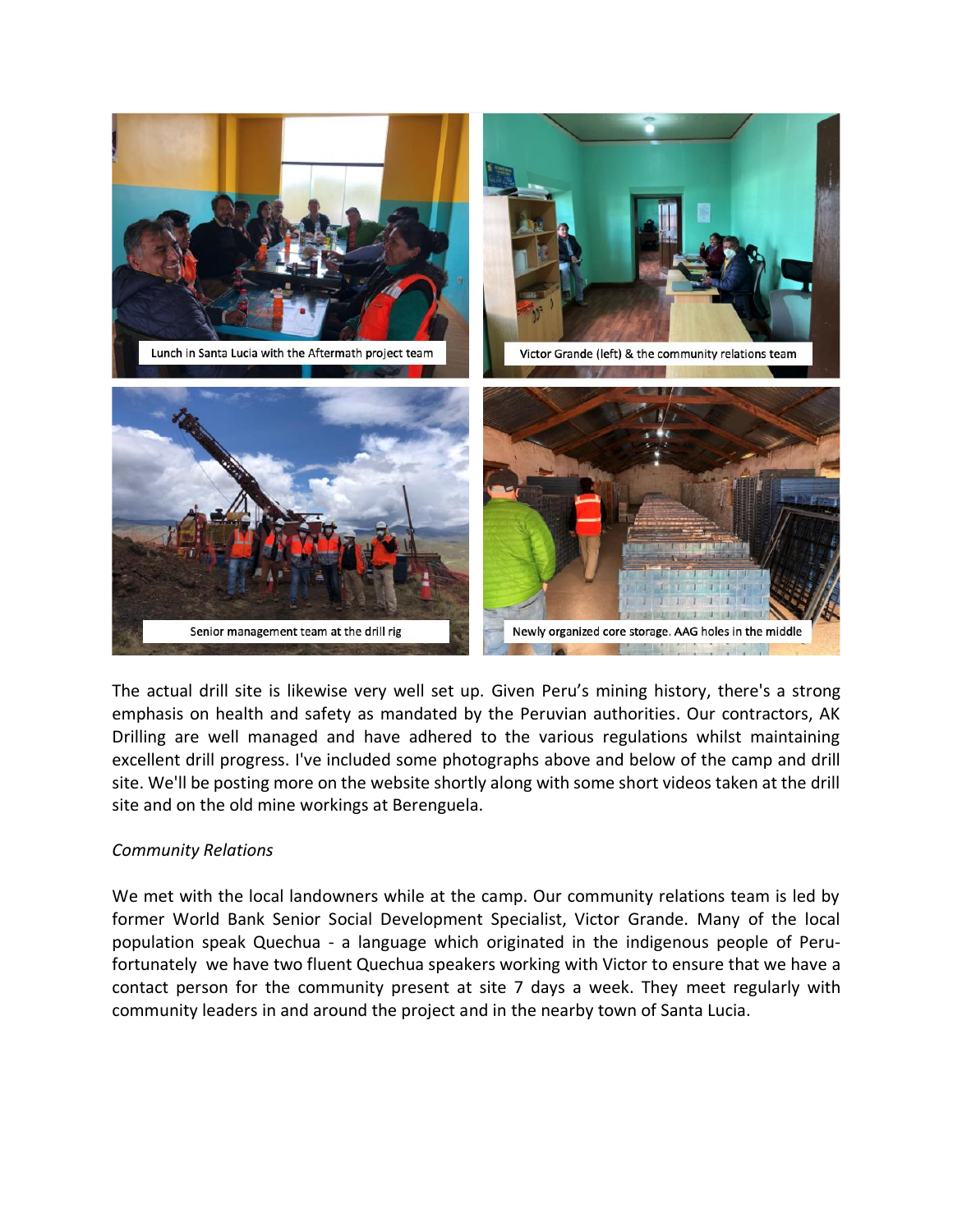Lunch in Santa Lucia with the Aftermath project team

Victor Grande (left) & the community relations team

Senior management team at the drill rig

Newly organized core storage. AAG holes in the middle

The actual drill site is likewise very well set up. Given Peru's mining history, there's a strong emphasis on health and safety as mandated by the Peruvian authorities. Our contractors, AK Drilling are well managed and have adhered to the various regulations whilst maintaining excellent drill progress. I've included some photographs above and below of the camp and drill site. We'll be posting more on the website shortly along with some short videos taken at the drill site and on the old mine workings at Berenguela.

*Community Relations*

We met with the local landowners while at the camp. Our community relations team is led by former World Bank Senior Social Development Specialist, Victor Grande. Many of the local population speak Quechua - a language which originated in the indigenous people of Peru- fortunately we have two fluent Quechua speakers working with Victor to ensure that we have a contact person for the community present at site 7 days a week. They meet regularly with community leaders in and around the project and in the nearby town of Santa Lucia.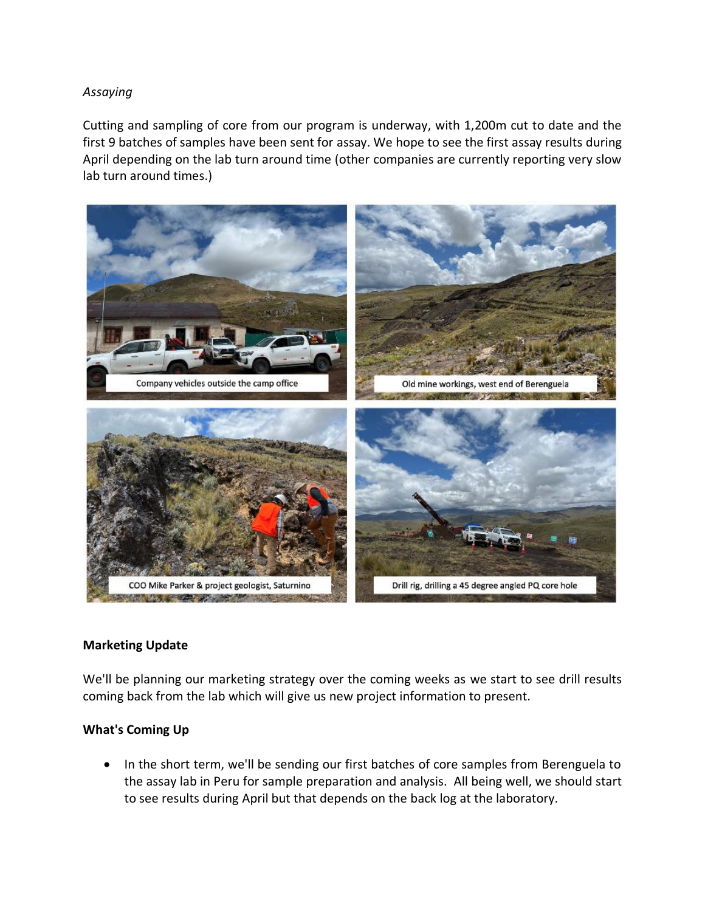*Assaying*

Cutting and sampling of core from our program is underway, with 1,200m cut to date and the first 9 batches of samples have been sent for assay. We hope to see the first assay results during April depending on the lab turn around time (other companies are currently reporting very slow lab turn around times.)

Company vehicles outside the camp office

Old mine workings, west end of Berenguela

COO Mike Parker & project geologist, Saturnino

Drill rig, drilling a 45 degree angled PQ core hole

**Marketing Update**

We'll be planning our marketing strategy over the coming weeks as we start to see drill results coming back from the lab which will give us new project information to present.

**What's Coming Up**

- In the short term, we'll be sending our first batches of core samples from Berenguela to the assay lab in Peru for sample preparation and analysis. All being well, we should start to see results during April but that depends on the back log at the laboratory.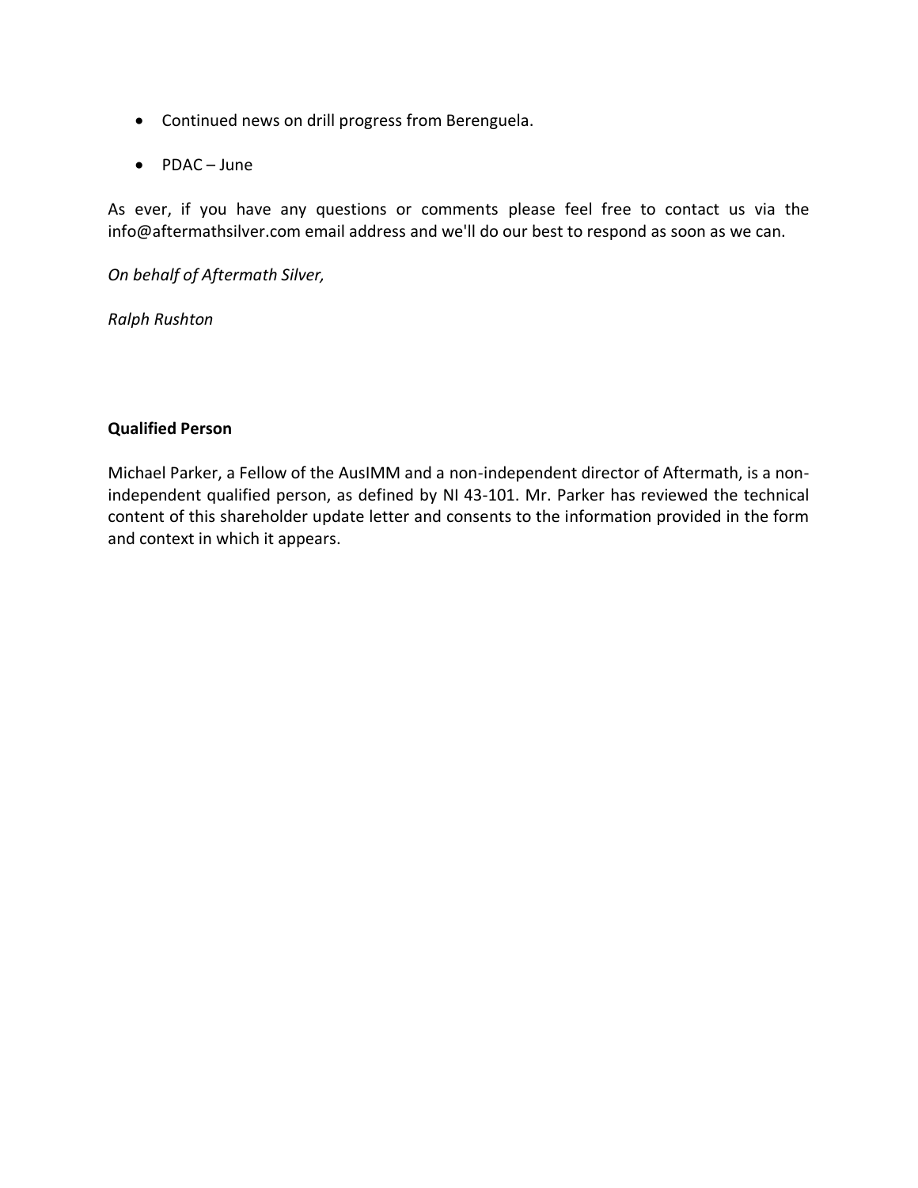- Continued news on drill progress from Berenguela.
- PDAC – June

As ever, if you have any questions or comments please feel free to contact us via the info@aftermathsilver.com email address and we'll do our best to respond as soon as we can.

*On behalf of Aftermath Silver,*

*Ralph Rushton*

**Qualified Person**

Michael Parker, a Fellow of the AusIMM and a non-independent director of Aftermath, is a non-independent qualified person, as defined by NI 43-101. Mr. Parker has reviewed the technical content of this shareholder update letter and consents to the information provided in the form and context in which it appears.